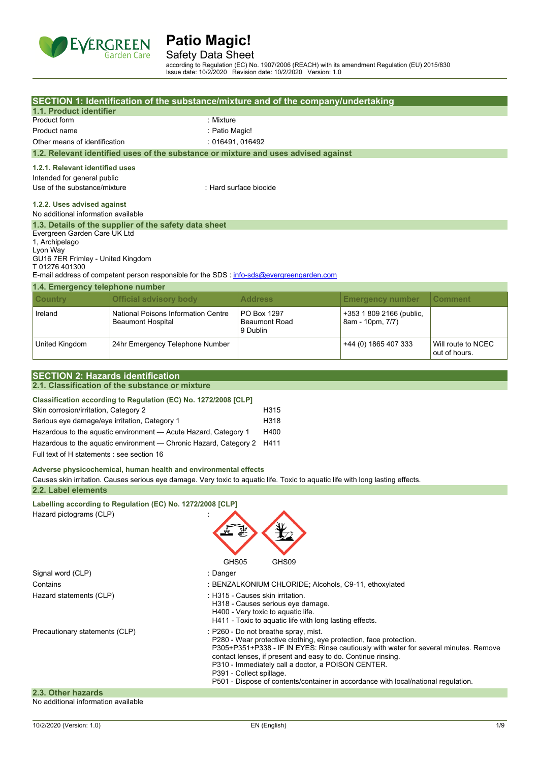# Patio Magic!

## Safety Data Sheet

according to Regulation (EC) No. 1907/2006 (REACH) with its amendment Regulation (EU) 2015/830
Issue date: 10/2/2020 Revision date: 10/2/2020 Version: 1.0

## SECTION 1: Identification of the substance/mixture and of the company/undertaking

### 1.1. Product identifier

Product form : Mixture

Product name : Patio Magic!

Other means of identification : 016491, 016492

### 1.2. Relevant identified uses of the substance or mixture and uses advised against

#### 1.2.1. Relevant identified uses

Intended for general public

Use of the substance/mixture : Hard surface biocide

#### 1.2.2. Uses advised against

No additional information available

### 1.3. Details of the supplier of the safety data sheet

Evergreen Garden Care UK Ltd
1, Archipelago
Lyon Way
GU16 7ER Frimley - United Kingdom
T 01276 401300
E-mail address of competent person responsible for the SDS : info-sds@evergreengarden.com

### 1.4. Emergency telephone number

| Country | Official advisory body | Address | Emergency number | Comment |
|---|---|---|---|---|
| Ireland | National Poisons Information Centre Beaumont Hospital | PO Box 1297 Beaumont Road 9 Dublin | +353 1 809 2166 (public, 8am - 10pm, 7/7) | |
| United Kingdom | 24hr Emergency Telephone Number | | +44 (0) 1865 407 333 | Will route to NCEC out of hours. |

## SECTION 2: Hazards identification

### 2.1. Classification of the substance or mixture

**Classification according to Regulation (EC) No. 1272/2008 [CLP]**

| | |
|---|---|
| Skin corrosion/irritation, Category 2 | H315 |
| Serious eye damage/eye irritation, Category 1 | H318 |
| Hazardous to the aquatic environment — Acute Hazard, Category 1 | H400 |
| Hazardous to the aquatic environment — Chronic Hazard, Category 2 | H411 |

Full text of H statements : see section 16

**Adverse physicochemical, human health and environmental effects**

Causes skin irritation. Causes serious eye damage. Very toxic to aquatic life. Toxic to aquatic life with long lasting effects.

### 2.2. Label elements

**Labelling according to Regulation (EC) No. 1272/2008 [CLP]**

Hazard pictograms (CLP) :

GHS05 GHS09

Signal word (CLP) : Danger

Contains : BENZALKONIUM CHLORIDE; Alcohols, C9-11, ethoxylated

Hazard statements (CLP) : H315 - Causes skin irritation.
H318 - Causes serious eye damage.
H400 - Very toxic to aquatic life.
H411 - Toxic to aquatic life with long lasting effects.

Precautionary statements (CLP) : P260 - Do not breathe spray, mist.
P280 - Wear protective clothing, eye protection, face protection.
P305+P351+P338 - IF IN EYES: Rinse cautiously with water for several minutes. Remove contact lenses, if present and easy to do. Continue rinsing.
P310 - Immediately call a doctor, a POISON CENTER.
P391 - Collect spillage.
P501 - Dispose of contents/container in accordance with local/national regulation.

### 2.3. Other hazards

No additional information available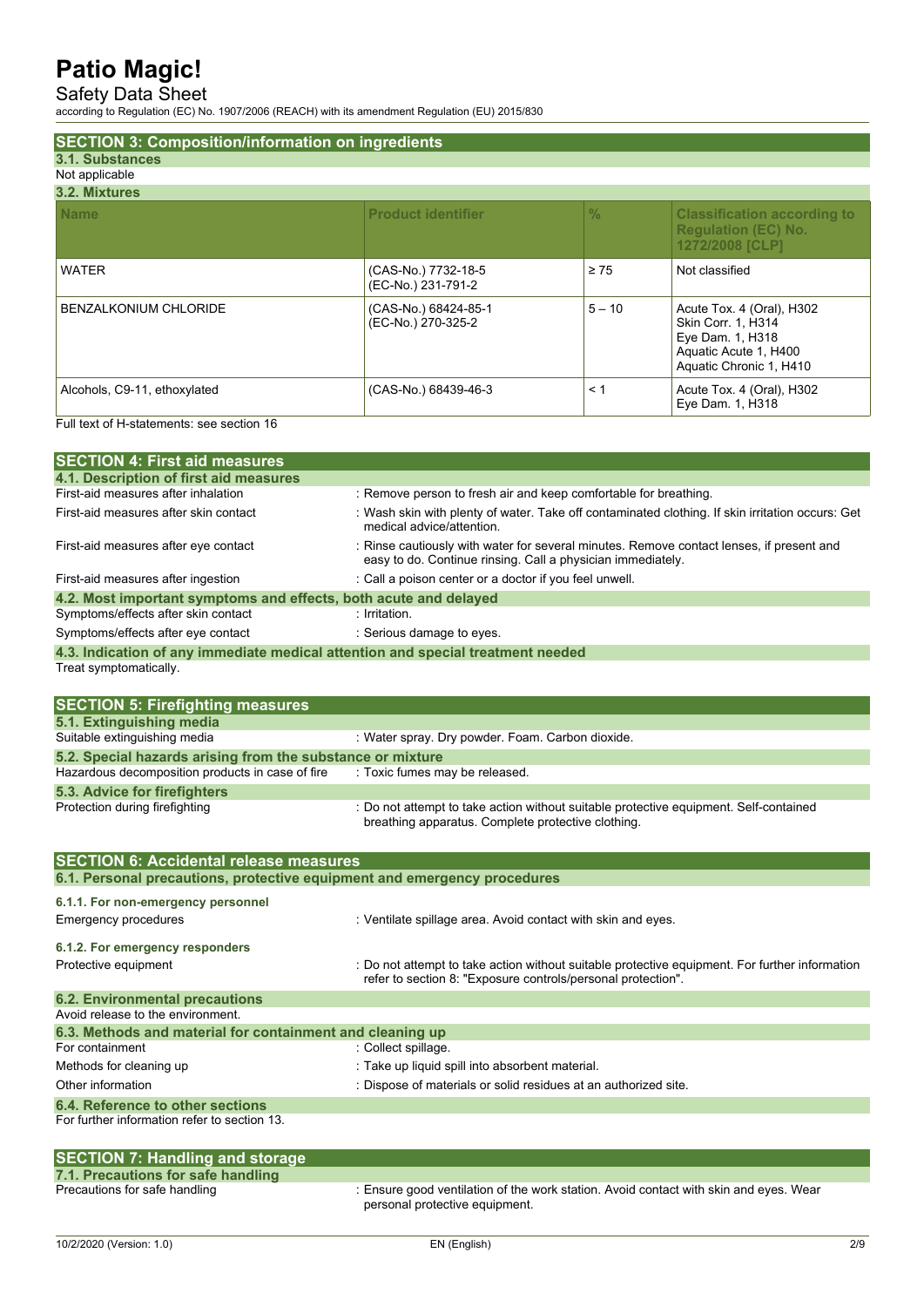## SECTION 3: Composition/information on ingredients

### 3.1. Substances

Not applicable

### 3.2. Mixtures

| Name | Product identifier | % | Classification according to Regulation (EC) No. 1272/2008 [CLP] |
|---|---|---|---|
| WATER | (CAS-No.) 7732-18-5<br>(EC-No.) 231-791-2 | ≥ 75 | Not classified |
| BENZALKONIUM CHLORIDE | (CAS-No.) 68424-85-1<br>(EC-No.) 270-325-2 | 5 – 10 | Acute Tox. 4 (Oral), H302<br>Skin Corr. 1, H314<br>Eye Dam. 1, H318<br>Aquatic Acute 1, H400<br>Aquatic Chronic 1, H410 |
| Alcohols, C9-11, ethoxylated | (CAS-No.) 68439-46-3 | < 1 | Acute Tox. 4 (Oral), H302<br>Eye Dam. 1, H318 |

Full text of H-statements: see section 16

## SECTION 4: First aid measures

### 4.1. Description of first aid measures

First-aid measures after inhalation : Remove person to fresh air and keep comfortable for breathing.

First-aid measures after skin contact : Wash skin with plenty of water. Take off contaminated clothing. If skin irritation occurs: Get medical advice/attention.

First-aid measures after eye contact : Rinse cautiously with water for several minutes. Remove contact lenses, if present and easy to do. Continue rinsing. Call a physician immediately.

First-aid measures after ingestion : Call a poison center or a doctor if you feel unwell.

### 4.2. Most important symptoms and effects, both acute and delayed

Symptoms/effects after skin contact : Irritation.

Symptoms/effects after eye contact : Serious damage to eyes.

### 4.3. Indication of any immediate medical attention and special treatment needed

Treat symptomatically.

## SECTION 5: Firefighting measures

### 5.1. Extinguishing media

Suitable extinguishing media : Water spray. Dry powder. Foam. Carbon dioxide.

### 5.2. Special hazards arising from the substance or mixture

Hazardous decomposition products in case of fire : Toxic fumes may be released.

### 5.3. Advice for firefighters

Protection during firefighting : Do not attempt to take action without suitable protective equipment. Self-contained breathing apparatus. Complete protective clothing.

## SECTION 6: Accidental release measures

### 6.1. Personal precautions, protective equipment and emergency procedures

#### 6.1.1. For non-emergency personnel

Emergency procedures : Ventilate spillage area. Avoid contact with skin and eyes.

#### 6.1.2. For emergency responders

Protective equipment : Do not attempt to take action without suitable protective equipment. For further information refer to section 8: "Exposure controls/personal protection".

### 6.2. Environmental precautions

Avoid release to the environment.

### 6.3. Methods and material for containment and cleaning up

For containment : Collect spillage.

Methods for cleaning up : Take up liquid spill into absorbent material.

Other information : Dispose of materials or solid residues at an authorized site.

### 6.4. Reference to other sections

For further information refer to section 13.

## SECTION 7: Handling and storage

### 7.1. Precautions for safe handling

Precautions for safe handling : Ensure good ventilation of the work station. Avoid contact with skin and eyes. Wear personal protective equipment.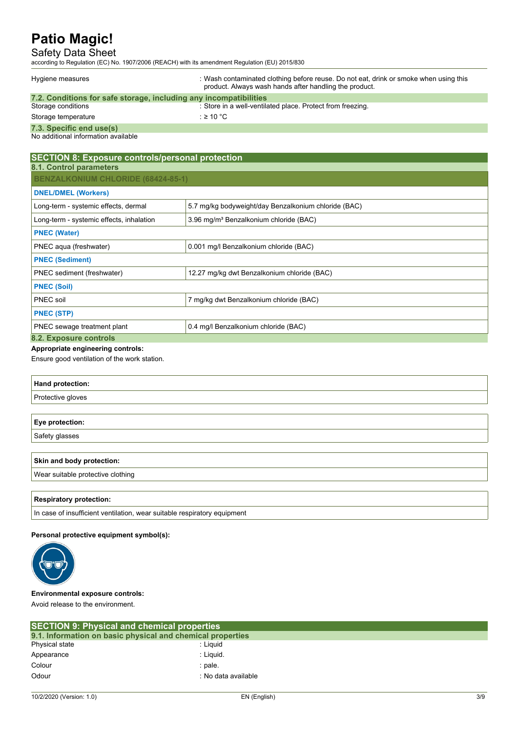| | |
|---|---|
| Hygiene measures | : Wash contaminated clothing before reuse. Do not eat, drink or smoke when using this product. Always wash hands after handling the product. |

### 7.2. Conditions for safe storage, including any incompatibilities

| | |
|---|---|
| Storage conditions | : Store in a well-ventilated place. Protect from freezing. |
| Storage temperature | : ≥ 10 °C |

### 7.3. Specific end use(s)

No additional information available

## SECTION 8: Exposure controls/personal protection

### 8.1. Control parameters

| BENZALKONIUM CHLORIDE (68424-85-1) | |
|---|---|
| **DNEL/DMEL (Workers)** | |
| Long-term - systemic effects, dermal | 5.7 mg/kg bodyweight/day Benzalkonium chloride (BAC) |
| Long-term - systemic effects, inhalation | 3.96 mg/m³ Benzalkonium chloride (BAC) |
| **PNEC (Water)** | |
| PNEC aqua (freshwater) | 0.001 mg/l Benzalkonium chloride (BAC) |
| **PNEC (Sediment)** | |
| PNEC sediment (freshwater) | 12.27 mg/kg dwt Benzalkonium chloride (BAC) |
| **PNEC (Soil)** | |
| PNEC soil | 7 mg/kg dwt Benzalkonium chloride (BAC) |
| **PNEC (STP)** | |
| PNEC sewage treatment plant | 0.4 mg/l Benzalkonium chloride (BAC) |

### 8.2. Exposure controls

**Appropriate engineering controls:**

Ensure good ventilation of the work station.

| Hand protection: |
|---|
| Protective gloves |

| Eye protection: |
|---|
| Safety glasses |

| Skin and body protection: |
|---|
| Wear suitable protective clothing |

| Respiratory protection: |
|---|
| In case of insufficient ventilation, wear suitable respiratory equipment |

**Personal protective equipment symbol(s):**

**Environmental exposure controls:**

Avoid release to the environment.

## SECTION 9: Physical and chemical properties

### 9.1. Information on basic physical and chemical properties

| | |
|---|---|
| Physical state | : Liquid |
| Appearance | : Liquid. |
| Colour | : pale. |
| Odour | : No data available |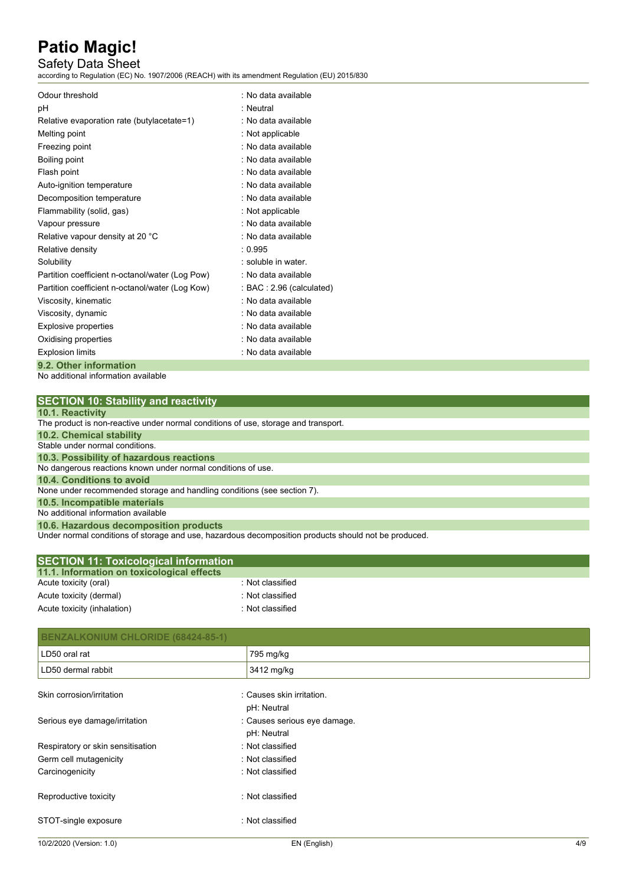| | |
|---|---|
| Odour threshold | : No data available |
| pH | : Neutral |
| Relative evaporation rate (butylacetate=1) | : No data available |
| Melting point | : Not applicable |
| Freezing point | : No data available |
| Boiling point | : No data available |
| Flash point | : No data available |
| Auto-ignition temperature | : No data available |
| Decomposition temperature | : No data available |
| Flammability (solid, gas) | : Not applicable |
| Vapour pressure | : No data available |
| Relative vapour density at 20 °C | : No data available |
| Relative density | : 0.995 |
| Solubility | : soluble in water. |
| Partition coefficient n-octanol/water (Log Pow) | : No data available |
| Partition coefficient n-octanol/water (Log Kow) | : BAC : 2.96 (calculated) |
| Viscosity, kinematic | : No data available |
| Viscosity, dynamic | : No data available |
| Explosive properties | : No data available |
| Oxidising properties | : No data available |
| Explosion limits | : No data available |

### 9.2. Other information

No additional information available

## SECTION 10: Stability and reactivity

### 10.1. Reactivity

The product is non-reactive under normal conditions of use, storage and transport.

### 10.2. Chemical stability

Stable under normal conditions.

### 10.3. Possibility of hazardous reactions

No dangerous reactions known under normal conditions of use.

### 10.4. Conditions to avoid

None under recommended storage and handling conditions (see section 7).

### 10.5. Incompatible materials

No additional information available

### 10.6. Hazardous decomposition products

Under normal conditions of storage and use, hazardous decomposition products should not be produced.

## SECTION 11: Toxicological information

### 11.1. Information on toxicological effects

| | |
|---|---|
| Acute toxicity (oral) | : Not classified |
| Acute toxicity (dermal) | : Not classified |
| Acute toxicity (inhalation) | : Not classified |

| BENZALKONIUM CHLORIDE (68424-85-1) | |
|---|---|
| LD50 oral rat | 795 mg/kg |
| LD50 dermal rabbit | 3412 mg/kg |

| | |
|---|---|
| Skin corrosion/irritation | : Causes skin irritation.<br>pH: Neutral |
| Serious eye damage/irritation | : Causes serious eye damage.<br>pH: Neutral |
| Respiratory or skin sensitisation | : Not classified |
| Germ cell mutagenicity | : Not classified |
| Carcinogenicity | : Not classified |
| Reproductive toxicity | : Not classified |
| STOT-single exposure | : Not classified |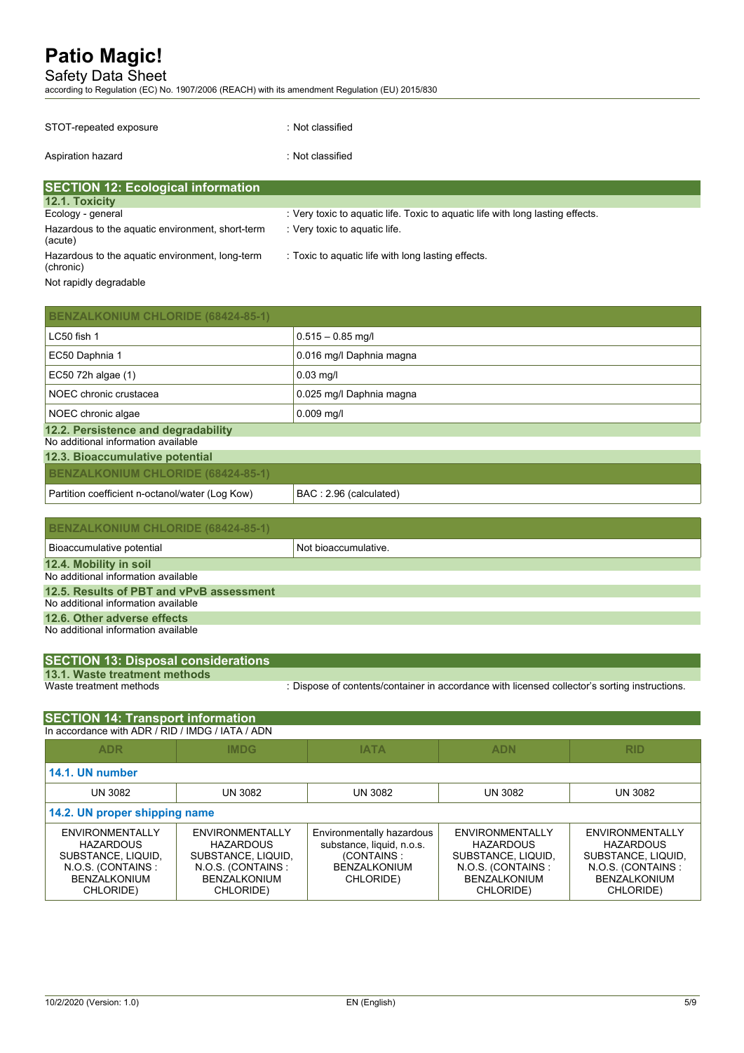| | |
|---|---|
| STOT-repeated exposure | : Not classified |
| Aspiration hazard | : Not classified |

## SECTION 12: Ecological information

### 12.1. Toxicity

| | |
|---|---|
| Ecology - general | : Very toxic to aquatic life. Toxic to aquatic life with long lasting effects. |
| Hazardous to the aquatic environment, short-term (acute) | : Very toxic to aquatic life. |
| Hazardous to the aquatic environment, long-term (chronic) | : Toxic to aquatic life with long lasting effects. |

Not rapidly degradable

| BENZALKONIUM CHLORIDE (68424-85-1) | |
|---|---|
| LC50 fish 1 | 0.515 – 0.85 mg/l |
| EC50 Daphnia 1 | 0.016 mg/l Daphnia magna |
| EC50 72h algae (1) | 0.03 mg/l |
| NOEC chronic crustacea | 0.025 mg/l Daphnia magna |
| NOEC chronic algae | 0.009 mg/l |

### 12.2. Persistence and degradability

No additional information available

### 12.3. Bioaccumulative potential

| BENZALKONIUM CHLORIDE (68424-85-1) | |
|---|---|
| Partition coefficient n-octanol/water (Log Kow) | BAC : 2.96 (calculated) |

| BENZALKONIUM CHLORIDE (68424-85-1) | |
|---|---|
| Bioaccumulative potential | Not bioaccumulative. |

### 12.4. Mobility in soil

No additional information available

### 12.5. Results of PBT and vPvB assessment

No additional information available

### 12.6. Other adverse effects

No additional information available

## SECTION 13: Disposal considerations

### 13.1. Waste treatment methods

| | |
|---|---|
| Waste treatment methods | : Dispose of contents/container in accordance with licensed collector's sorting instructions. |

## SECTION 14: Transport information

In accordance with ADR / RID / IMDG / IATA / ADN

| ADR | IMDG | IATA | ADN | RID |
|---|---|---|---|---|
| **14.1. UN number** | | | | |
| UN 3082 | UN 3082 | UN 3082 | UN 3082 | UN 3082 |
| **14.2. UN proper shipping name** | | | | |
| ENVIRONMENTALLY HAZARDOUS SUBSTANCE, LIQUID, N.O.S. (CONTAINS : BENZALKONIUM CHLORIDE) | ENVIRONMENTALLY HAZARDOUS SUBSTANCE, LIQUID, N.O.S. (CONTAINS : BENZALKONIUM CHLORIDE) | Environmentally hazardous substance, liquid, n.o.s. (CONTAINS : BENZALKONIUM CHLORIDE) | ENVIRONMENTALLY HAZARDOUS SUBSTANCE, LIQUID, N.O.S. (CONTAINS : BENZALKONIUM CHLORIDE) | ENVIRONMENTALLY HAZARDOUS SUBSTANCE, LIQUID, N.O.S. (CONTAINS : BENZALKONIUM CHLORIDE) |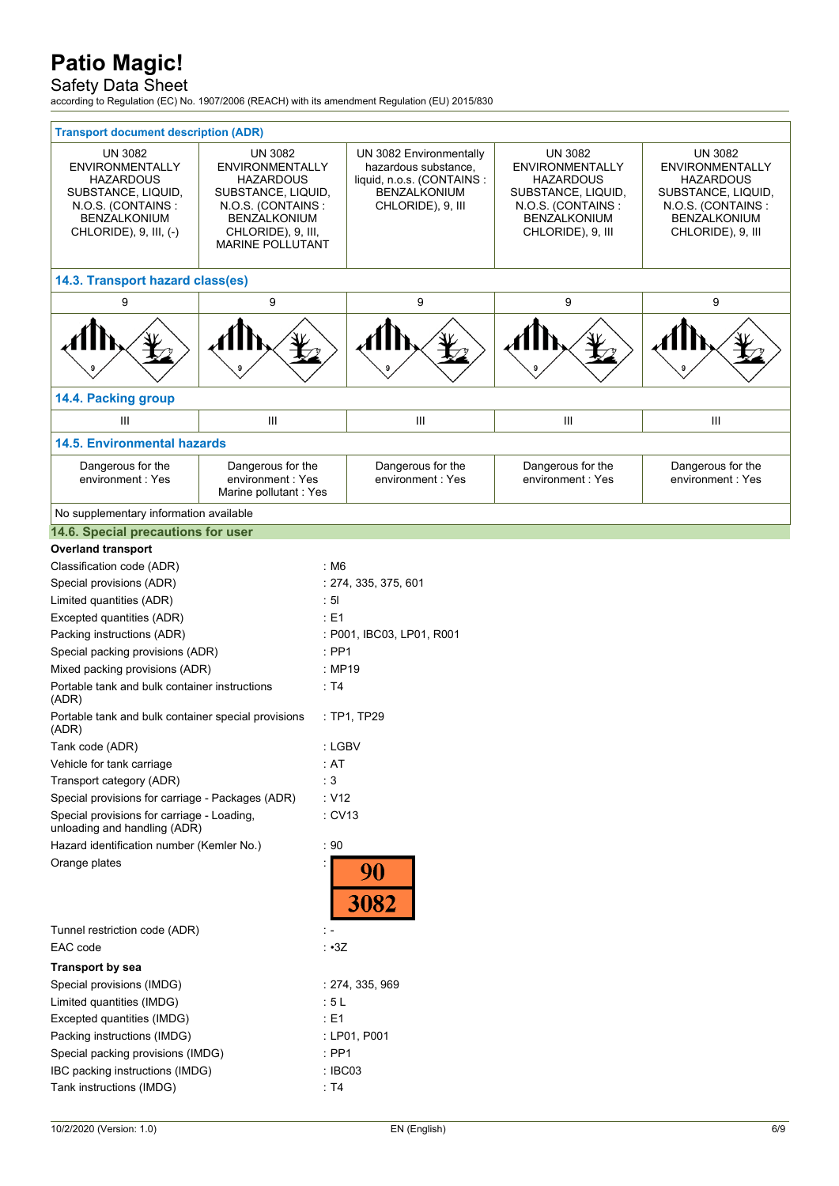| Transport document description (ADR) | | | | |
|---|---|---|---|---|
| UN 3082 ENVIRONMENTALLY HAZARDOUS SUBSTANCE, LIQUID, N.O.S. (CONTAINS : BENZALKONIUM CHLORIDE), 9, III, (-) | UN 3082 ENVIRONMENTALLY HAZARDOUS SUBSTANCE, LIQUID, N.O.S. (CONTAINS : BENZALKONIUM CHLORIDE), 9, III, MARINE POLLUTANT | UN 3082 Environmentally hazardous substance, liquid, n.o.s. (CONTAINS : BENZALKONIUM CHLORIDE), 9, III | UN 3082 ENVIRONMENTALLY HAZARDOUS SUBSTANCE, LIQUID, N.O.S. (CONTAINS : BENZALKONIUM CHLORIDE), 9, III | UN 3082 ENVIRONMENTALLY HAZARDOUS SUBSTANCE, LIQUID, N.O.S. (CONTAINS : BENZALKONIUM CHLORIDE), 9, III |
| **14.3. Transport hazard class(es)** | | | | |
| 9 | 9 | 9 | 9 | 9 |
| **14.4. Packing group** | | | | |
| III | III | III | III | III |
| **14.5. Environmental hazards** | | | | |
| Dangerous for the environment : Yes | Dangerous for the environment : Yes<br>Marine pollutant : Yes | Dangerous for the environment : Yes | Dangerous for the environment : Yes | Dangerous for the environment : Yes |
| No supplementary information available | | | | |

## 14.6. Special precautions for user

**Overland transport**

Classification code (ADR) : M6

Special provisions (ADR) : 274, 335, 375, 601

Limited quantities (ADR) : 5l

Excepted quantities (ADR) : E1

Packing instructions (ADR) : P001, IBC03, LP01, R001

Special packing provisions (ADR) : PP1

Mixed packing provisions (ADR) : MP19

Portable tank and bulk container instructions (ADR) : T4

Portable tank and bulk container special provisions (ADR) : TP1, TP29

Tank code (ADR) : LGBV

Vehicle for tank carriage : AT

Transport category (ADR) : 3

Special provisions for carriage - Packages (ADR) : V12

Special provisions for carriage - Loading, unloading and handling (ADR) : CV13

Hazard identification number (Kemler No.) : 90

Orange plates :

| 90 |
|---|
| 3082 |

Tunnel restriction code (ADR) : -

EAC code : •3Z

**Transport by sea**

Special provisions (IMDG) : 274, 335, 969

Limited quantities (IMDG) : 5 L

Excepted quantities (IMDG) : E1

Packing instructions (IMDG) : LP01, P001

Special packing provisions (IMDG) : PP1

IBC packing instructions (IMDG) : IBC03

Tank instructions (IMDG) : T4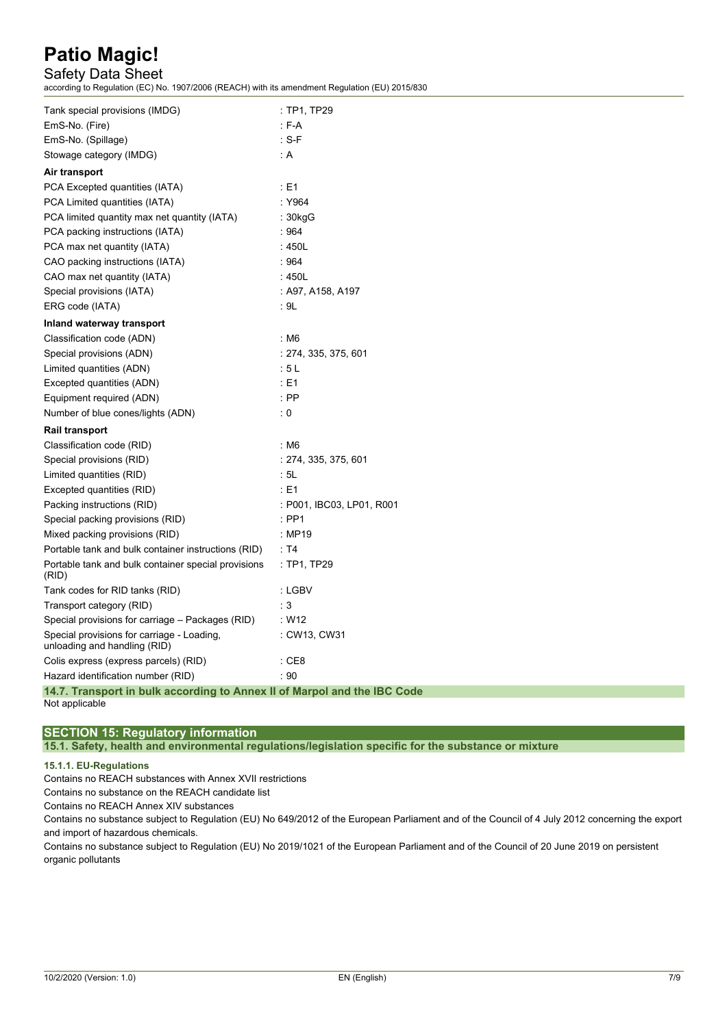| | |
|---|---|
| Tank special provisions (IMDG) | : TP1, TP29 |
| EmS-No. (Fire) | : F-A |
| EmS-No. (Spillage) | : S-F |
| Stowage category (IMDG) | : A |

**Air transport**

| | |
|---|---|
| PCA Excepted quantities (IATA) | : E1 |
| PCA Limited quantities (IATA) | : Y964 |
| PCA limited quantity max net quantity (IATA) | : 30kgG |
| PCA packing instructions (IATA) | : 964 |
| PCA max net quantity (IATA) | : 450L |
| CAO packing instructions (IATA) | : 964 |
| CAO max net quantity (IATA) | : 450L |
| Special provisions (IATA) | : A97, A158, A197 |
| ERG code (IATA) | : 9L |

**Inland waterway transport**

| | |
|---|---|
| Classification code (ADN) | : M6 |
| Special provisions (ADN) | : 274, 335, 375, 601 |
| Limited quantities (ADN) | : 5 L |
| Excepted quantities (ADN) | : E1 |
| Equipment required (ADN) | : PP |
| Number of blue cones/lights (ADN) | : 0 |

**Rail transport**

| | |
|---|---|
| Classification code (RID) | : M6 |
| Special provisions (RID) | : 274, 335, 375, 601 |
| Limited quantities (RID) | : 5L |
| Excepted quantities (RID) | : E1 |
| Packing instructions (RID) | : P001, IBC03, LP01, R001 |
| Special packing provisions (RID) | : PP1 |
| Mixed packing provisions (RID) | : MP19 |
| Portable tank and bulk container instructions (RID) | : T4 |
| Portable tank and bulk container special provisions (RID) | : TP1, TP29 |
| Tank codes for RID tanks (RID) | : LGBV |
| Transport category (RID) | : 3 |
| Special provisions for carriage – Packages (RID) | : W12 |
| Special provisions for carriage - Loading, unloading and handling (RID) | : CW13, CW31 |
| Colis express (express parcels) (RID) | : CE8 |
| Hazard identification number (RID) | : 90 |

### 14.7. Transport in bulk according to Annex II of Marpol and the IBC Code

Not applicable

## SECTION 15: Regulatory information

### 15.1. Safety, health and environmental regulations/legislation specific for the substance or mixture

#### 15.1.1. EU-Regulations

Contains no REACH substances with Annex XVII restrictions

Contains no substance on the REACH candidate list

Contains no REACH Annex XIV substances

Contains no substance subject to Regulation (EU) No 649/2012 of the European Parliament and of the Council of 4 July 2012 concerning the export and import of hazardous chemicals.

Contains no substance subject to Regulation (EU) No 2019/1021 of the European Parliament and of the Council of 20 June 2019 on persistent organic pollutants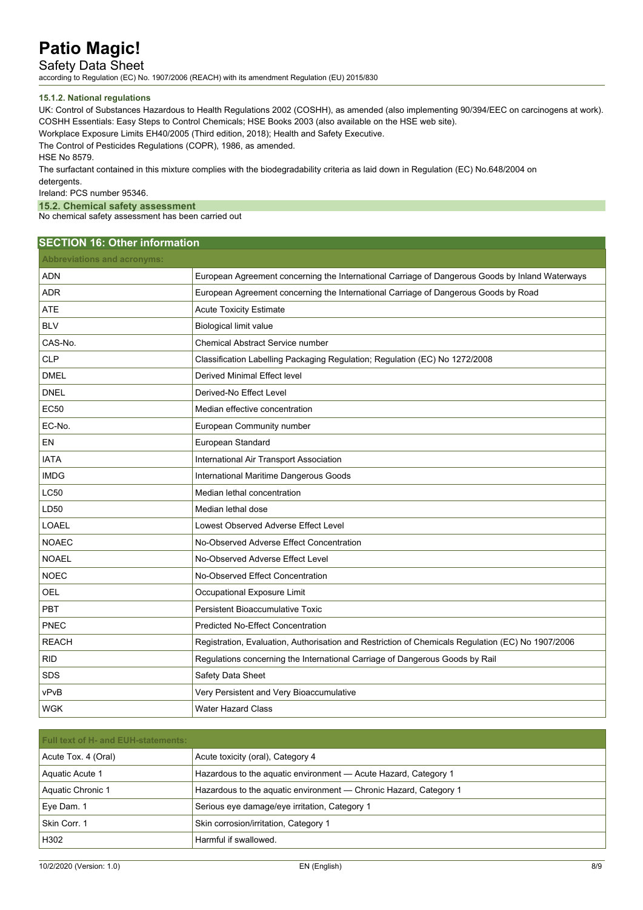#### 15.1.2. National regulations

UK: Control of Substances Hazardous to Health Regulations 2002 (COSHH), as amended (also implementing 90/394/EEC on carcinogens at work).
COSHH Essentials: Easy Steps to Control Chemicals; HSE Books 2003 (also available on the HSE web site).
Workplace Exposure Limits EH40/2005 (Third edition, 2018); Health and Safety Executive.
The Control of Pesticides Regulations (COPR), 1986, as amended.
HSE No 8579.
The surfactant contained in this mixture complies with the biodegradability criteria as laid down in Regulation (EC) No.648/2004 on detergents.
Ireland: PCS number 95346.

### 15.2. Chemical safety assessment

No chemical safety assessment has been carried out

## SECTION 16: Other information

| Abbreviations and acronyms: | |
|---|---|
| ADN | European Agreement concerning the International Carriage of Dangerous Goods by Inland Waterways |
| ADR | European Agreement concerning the International Carriage of Dangerous Goods by Road |
| ATE | Acute Toxicity Estimate |
| BLV | Biological limit value |
| CAS-No. | Chemical Abstract Service number |
| CLP | Classification Labelling Packaging Regulation; Regulation (EC) No 1272/2008 |
| DMEL | Derived Minimal Effect level |
| DNEL | Derived-No Effect Level |
| EC50 | Median effective concentration |
| EC-No. | European Community number |
| EN | European Standard |
| IATA | International Air Transport Association |
| IMDG | International Maritime Dangerous Goods |
| LC50 | Median lethal concentration |
| LD50 | Median lethal dose |
| LOAEL | Lowest Observed Adverse Effect Level |
| NOAEC | No-Observed Adverse Effect Concentration |
| NOAEL | No-Observed Adverse Effect Level |
| NOEC | No-Observed Effect Concentration |
| OEL | Occupational Exposure Limit |
| PBT | Persistent Bioaccumulative Toxic |
| PNEC | Predicted No-Effect Concentration |
| REACH | Registration, Evaluation, Authorisation and Restriction of Chemicals Regulation (EC) No 1907/2006 |
| RID | Regulations concerning the International Carriage of Dangerous Goods by Rail |
| SDS | Safety Data Sheet |
| vPvB | Very Persistent and Very Bioaccumulative |
| WGK | Water Hazard Class |

| Full text of H- and EUH-statements: | |
|---|---|
| Acute Tox. 4 (Oral) | Acute toxicity (oral), Category 4 |
| Aquatic Acute 1 | Hazardous to the aquatic environment — Acute Hazard, Category 1 |
| Aquatic Chronic 1 | Hazardous to the aquatic environment — Chronic Hazard, Category 1 |
| Eye Dam. 1 | Serious eye damage/eye irritation, Category 1 |
| Skin Corr. 1 | Skin corrosion/irritation, Category 1 |
| H302 | Harmful if swallowed. |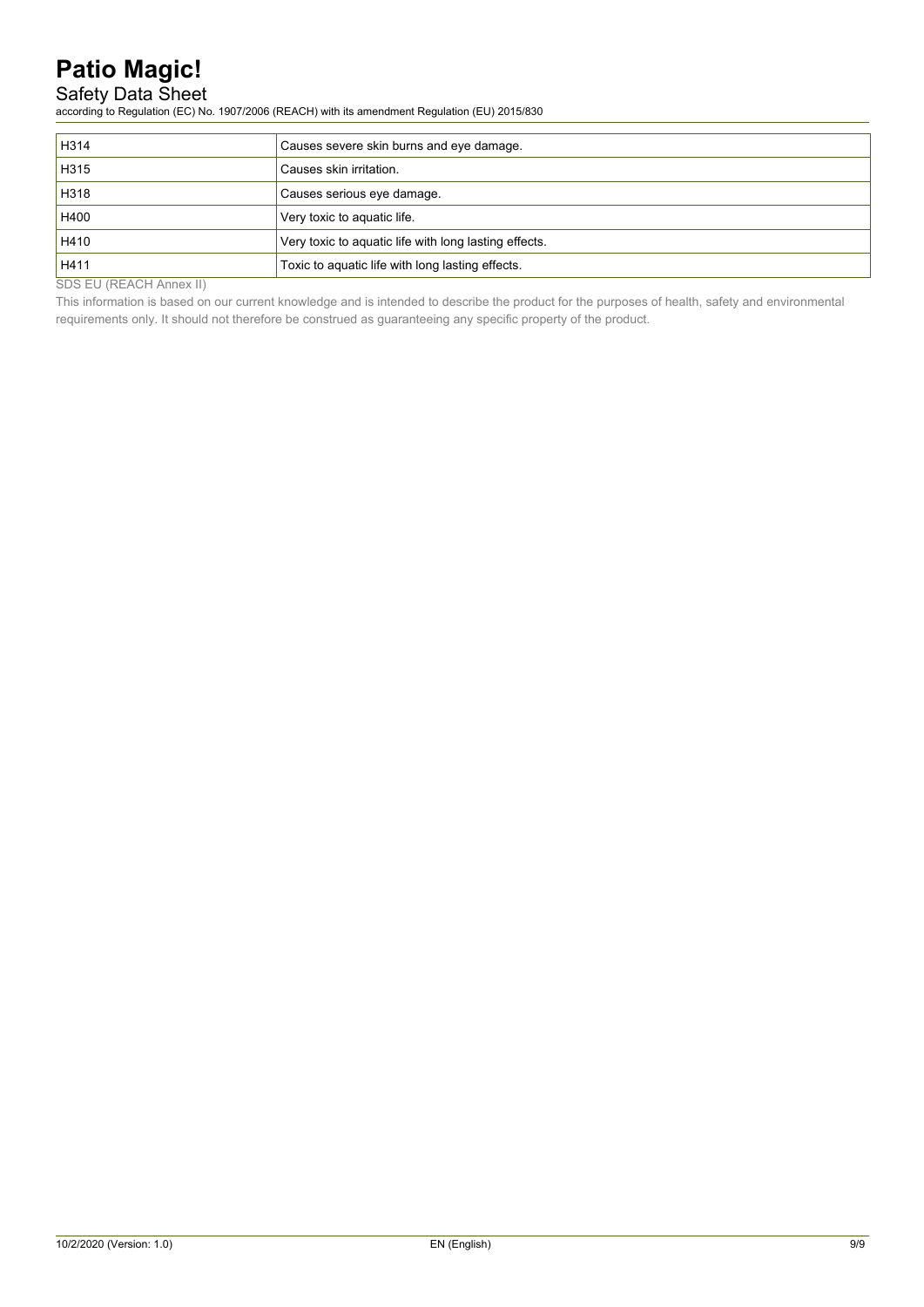| | |
|---|---|
| H314 | Causes severe skin burns and eye damage. |
| H315 | Causes skin irritation. |
| H318 | Causes serious eye damage. |
| H400 | Very toxic to aquatic life. |
| H410 | Very toxic to aquatic life with long lasting effects. |
| H411 | Toxic to aquatic life with long lasting effects. |

SDS EU (REACH Annex II)

This information is based on our current knowledge and is intended to describe the product for the purposes of health, safety and environmental requirements only. It should not therefore be construed as guaranteeing any specific property of the product.